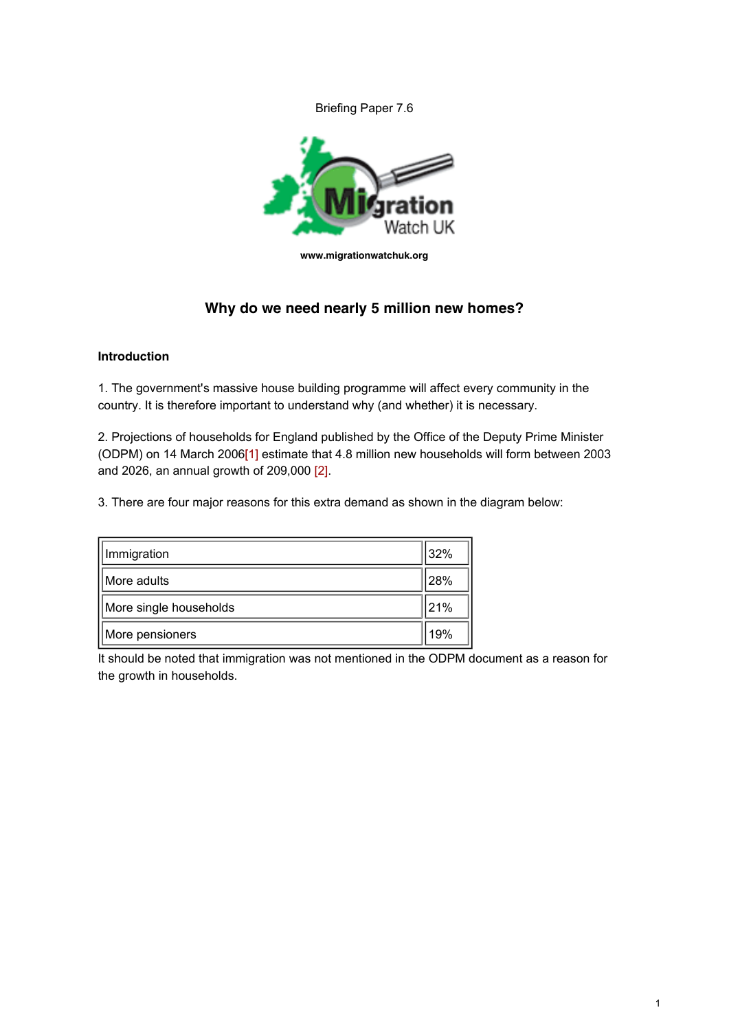Briefing Paper 7.6

Migration Watch UK

**www.migrationwatchuk.org**

## Why do we need nearly 5 million new homes?

### Introduction

1. The government's massive house building programme will affect every community in the country. It is therefore important to understand why (and whether) it is necessary.

2. Projections of households for England published by the Office of the Deputy Prime Minister (ODPM) on 14 March 2006[1] estimate that 4.8 million new households will form between 2003 and 2026, an annual growth of 209,000 [2].

3. There are four major reasons for this extra demand as shown in the diagram below:

| | |
|---|---|
| Immigration | 32% |
| More adults | 28% |
| More single households | 21% |
| More pensioners | 19% |

It should be noted that immigration was not mentioned in the ODPM document as a reason for the growth in households.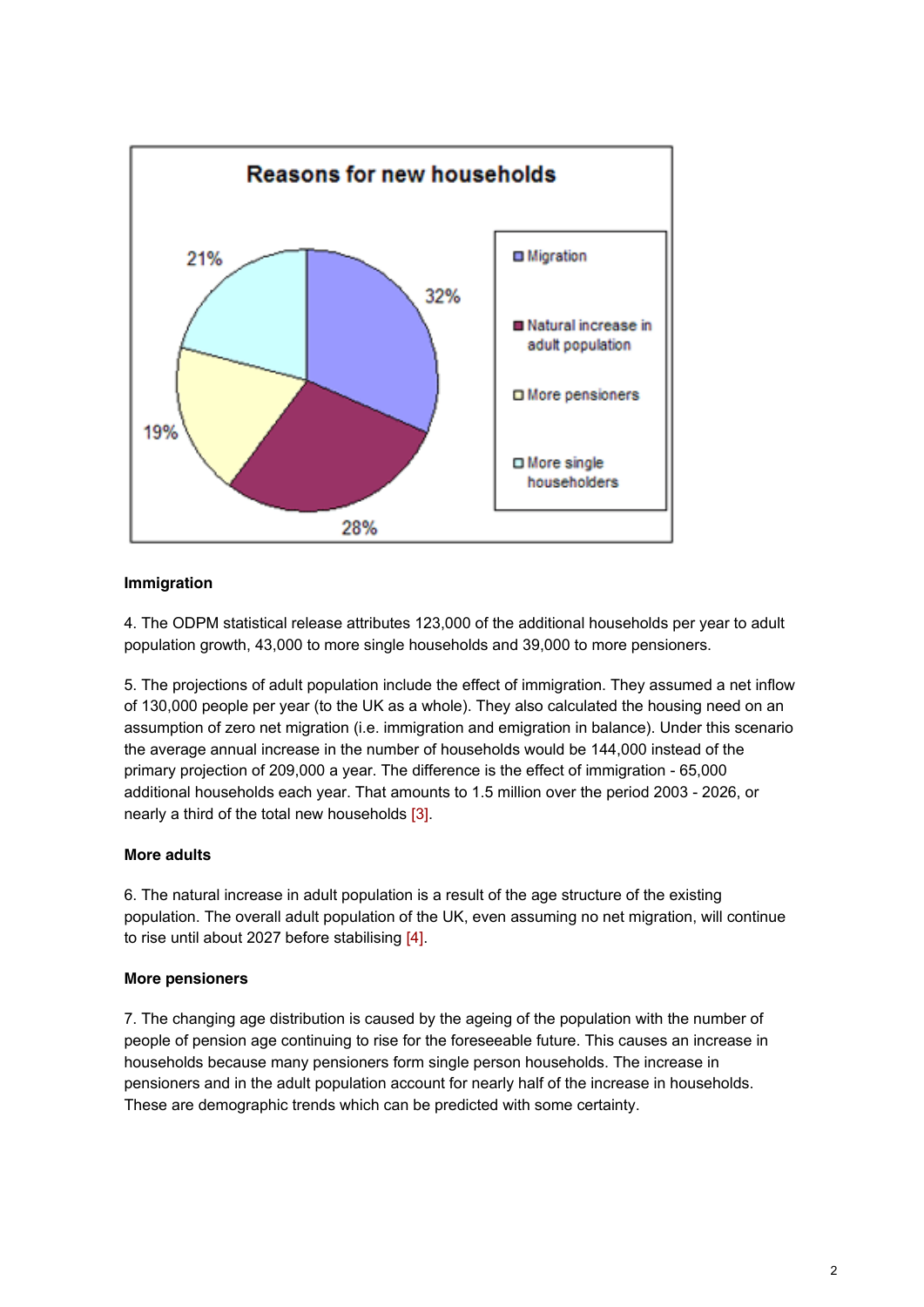**Reasons for new households**

21%

32%

19%

28%

Migration

Natural increase in adult population

More pensioners

More single householders

**Immigration**

4. The ODPM statistical release attributes 123,000 of the additional households per year to adult population growth, 43,000 to more single households and 39,000 to more pensioners.

5. The projections of adult population include the effect of immigration. They assumed a net inflow of 130,000 people per year (to the UK as a whole). They also calculated the housing need on an assumption of zero net migration (i.e. immigration and emigration in balance). Under this scenario the average annual increase in the number of households would be 144,000 instead of the primary projection of 209,000 a year. The difference is the effect of immigration - 65,000 additional households each year. That amounts to 1.5 million over the period 2003 - 2026, or nearly a third of the total new households [3].

**More adults**

6. The natural increase in adult population is a result of the age structure of the existing population. The overall adult population of the UK, even assuming no net migration, will continue to rise until about 2027 before stabilising [4].

**More pensioners**

7. The changing age distribution is caused by the ageing of the population with the number of people of pension age continuing to rise for the foreseeable future. This causes an increase in households because many pensioners form single person households. The increase in pensioners and in the adult population account for nearly half of the increase in households. These are demographic trends which can be predicted with some certainty.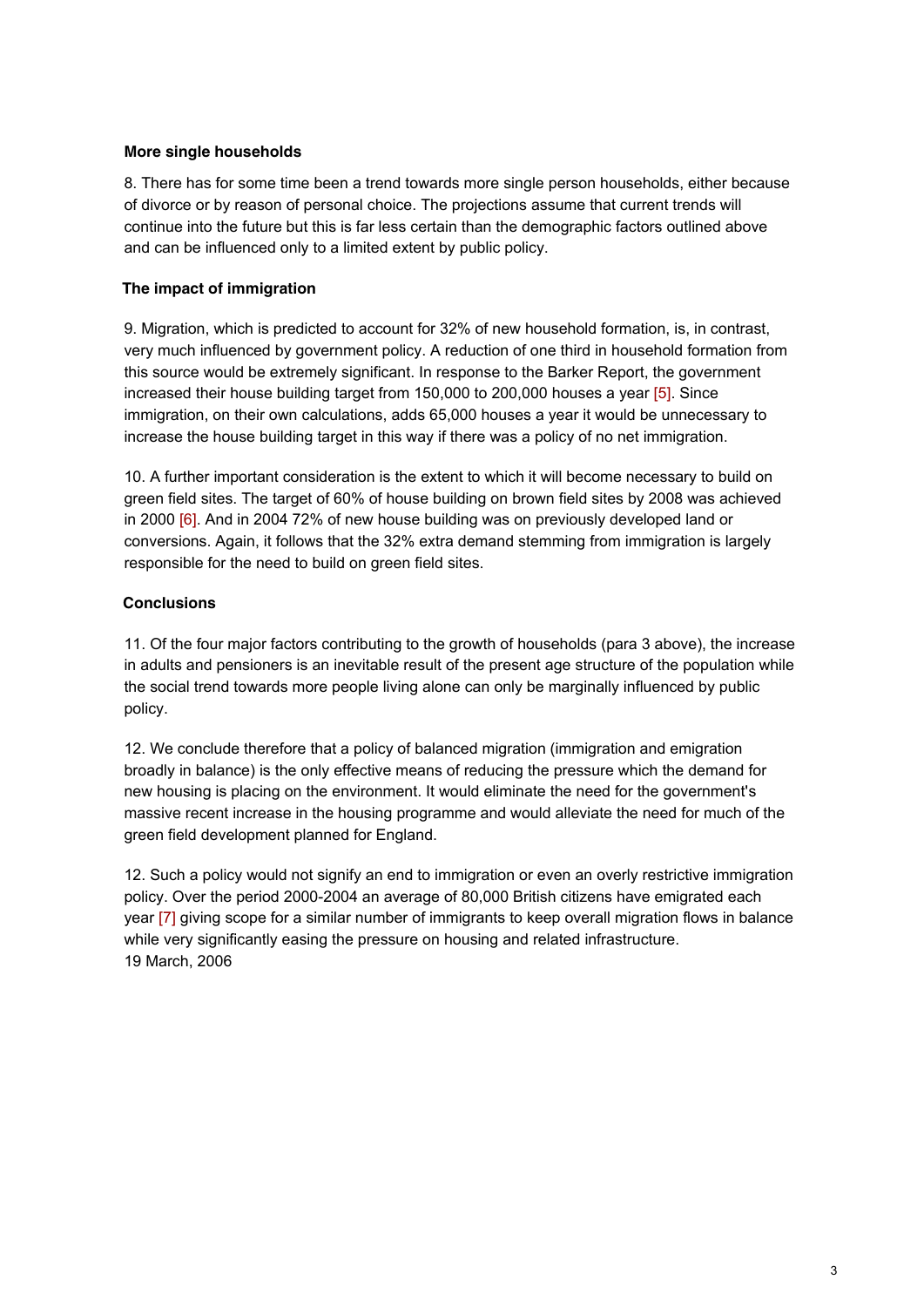### More single households

8. There has for some time been a trend towards more single person households, either because of divorce or by reason of personal choice. The projections assume that current trends will continue into the future but this is far less certain than the demographic factors outlined above and can be influenced only to a limited extent by public policy.

### The impact of immigration

9. Migration, which is predicted to account for 32% of new household formation, is, in contrast, very much influenced by government policy. A reduction of one third in household formation from this source would be extremely significant. In response to the Barker Report, the government increased their house building target from 150,000 to 200,000 houses a year [5]. Since immigration, on their own calculations, adds 65,000 houses a year it would be unnecessary to increase the house building target in this way if there was a policy of no net immigration.

10. A further important consideration is the extent to which it will become necessary to build on green field sites. The target of 60% of house building on brown field sites by 2008 was achieved in 2000 [6]. And in 2004 72% of new house building was on previously developed land or conversions. Again, it follows that the 32% extra demand stemming from immigration is largely responsible for the need to build on green field sites.

### Conclusions

11. Of the four major factors contributing to the growth of households (para 3 above), the increase in adults and pensioners is an inevitable result of the present age structure of the population while the social trend towards more people living alone can only be marginally influenced by public policy.

12. We conclude therefore that a policy of balanced migration (immigration and emigration broadly in balance) is the only effective means of reducing the pressure which the demand for new housing is placing on the environment. It would eliminate the need for the government's massive recent increase in the housing programme and would alleviate the need for much of the green field development planned for England.

12. Such a policy would not signify an end to immigration or even an overly restrictive immigration policy. Over the period 2000-2004 an average of 80,000 British citizens have emigrated each year [7] giving scope for a similar number of immigrants to keep overall migration flows in balance while very significantly easing the pressure on housing and related infrastructure.
19 March, 2006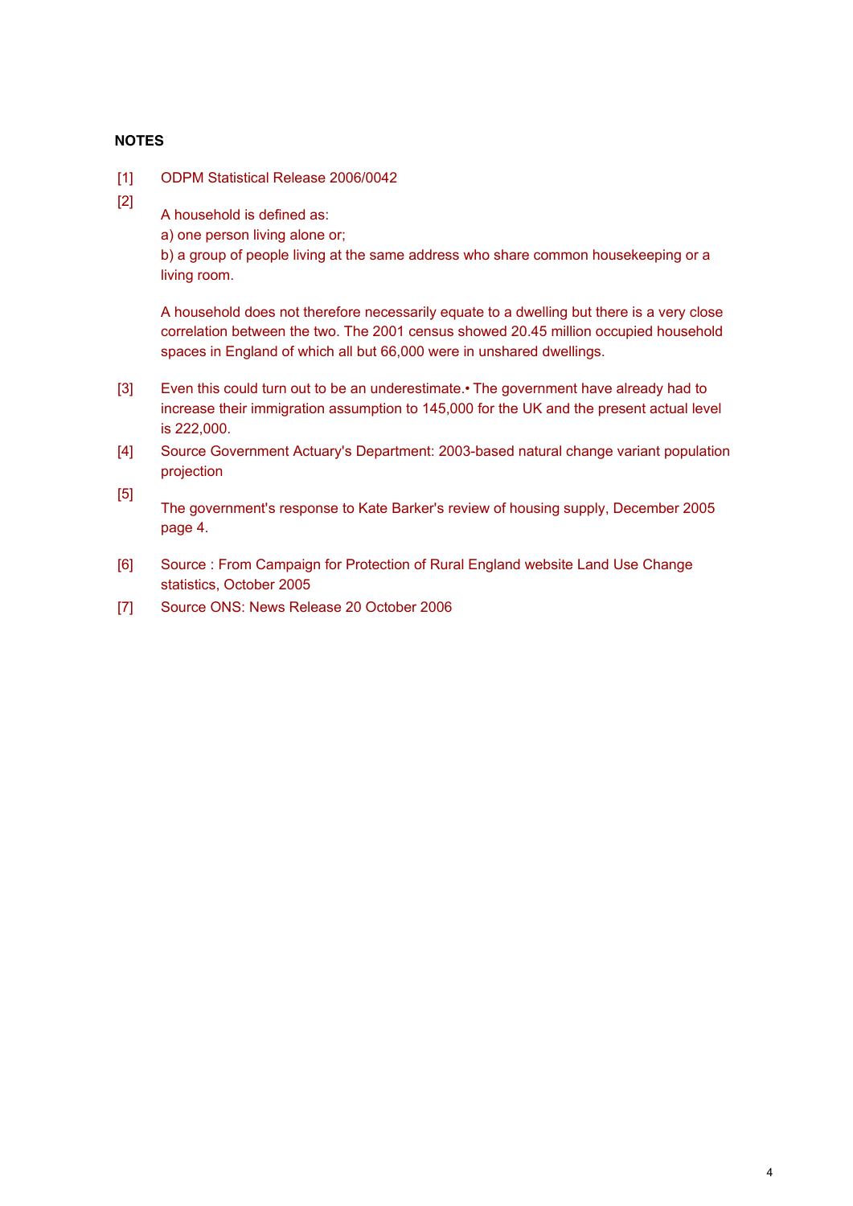**NOTES**

[1] ODPM Statistical Release 2006/0042

[2] A household is defined as:
a) one person living alone or;
b) a group of people living at the same address who share common housekeeping or a living room.

A household does not therefore necessarily equate to a dwelling but there is a very close correlation between the two. The 2001 census showed 20.45 million occupied household spaces in England of which all but 66,000 were in unshared dwellings.

[3] Even this could turn out to be an underestimate.• The government have already had to increase their immigration assumption to 145,000 for the UK and the present actual level is 222,000.

[4] Source Government Actuary's Department: 2003-based natural change variant population projection

[5] The government's response to Kate Barker's review of housing supply, December 2005 page 4.

[6] Source : From Campaign for Protection of Rural England website Land Use Change statistics, October 2005

[7] Source ONS: News Release 20 October 2006